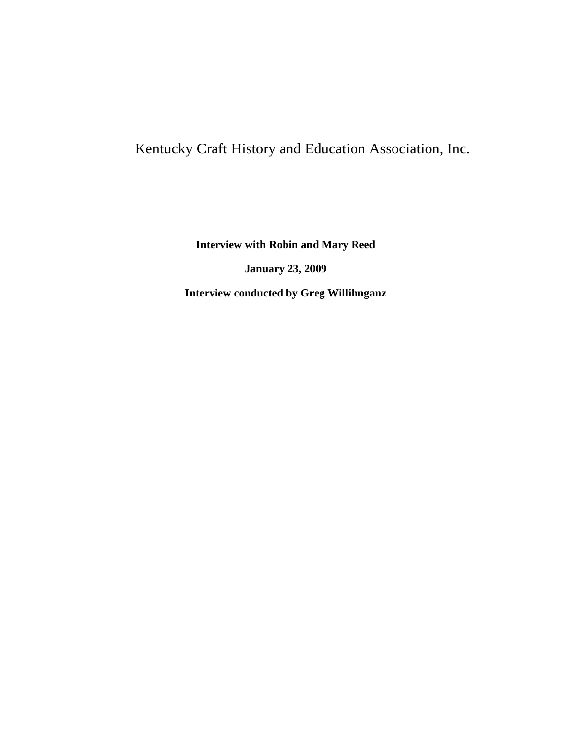# Kentucky Craft History and Education Association, Inc.

**Interview with Robin and Mary Reed**

**January 23, 2009**

**Interview conducted by Greg Willihnganz**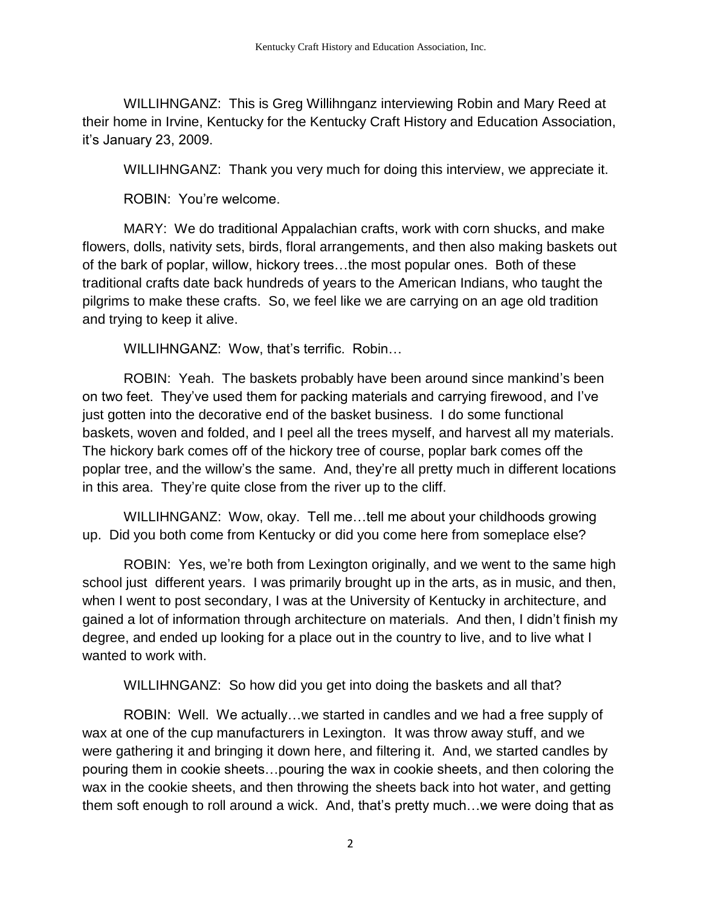WILLIHNGANZ: This is Greg Willihnganz interviewing Robin and Mary Reed at their home in Irvine, Kentucky for the Kentucky Craft History and Education Association, it's January 23, 2009.

WILLIHNGANZ: Thank you very much for doing this interview, we appreciate it.

ROBIN: You're welcome.

MARY: We do traditional Appalachian crafts, work with corn shucks, and make flowers, dolls, nativity sets, birds, floral arrangements, and then also making baskets out of the bark of poplar, willow, hickory trees…the most popular ones. Both of these traditional crafts date back hundreds of years to the American Indians, who taught the pilgrims to make these crafts. So, we feel like we are carrying on an age old tradition and trying to keep it alive.

WILLIHNGANZ: Wow, that's terrific. Robin…

ROBIN: Yeah. The baskets probably have been around since mankind's been on two feet. They've used them for packing materials and carrying firewood, and I've just gotten into the decorative end of the basket business. I do some functional baskets, woven and folded, and I peel all the trees myself, and harvest all my materials. The hickory bark comes off of the hickory tree of course, poplar bark comes off the poplar tree, and the willow's the same. And, they're all pretty much in different locations in this area. They're quite close from the river up to the cliff.

WILLIHNGANZ: Wow, okay. Tell me…tell me about your childhoods growing up. Did you both come from Kentucky or did you come here from someplace else?

ROBIN: Yes, we're both from Lexington originally, and we went to the same high school just different years. I was primarily brought up in the arts, as in music, and then, when I went to post secondary, I was at the University of Kentucky in architecture, and gained a lot of information through architecture on materials. And then, I didn't finish my degree, and ended up looking for a place out in the country to live, and to live what I wanted to work with.

WILLIHNGANZ: So how did you get into doing the baskets and all that?

ROBIN: Well. We actually…we started in candles and we had a free supply of wax at one of the cup manufacturers in Lexington. It was throw away stuff, and we were gathering it and bringing it down here, and filtering it. And, we started candles by pouring them in cookie sheets…pouring the wax in cookie sheets, and then coloring the wax in the cookie sheets, and then throwing the sheets back into hot water, and getting them soft enough to roll around a wick. And, that's pretty much…we were doing that as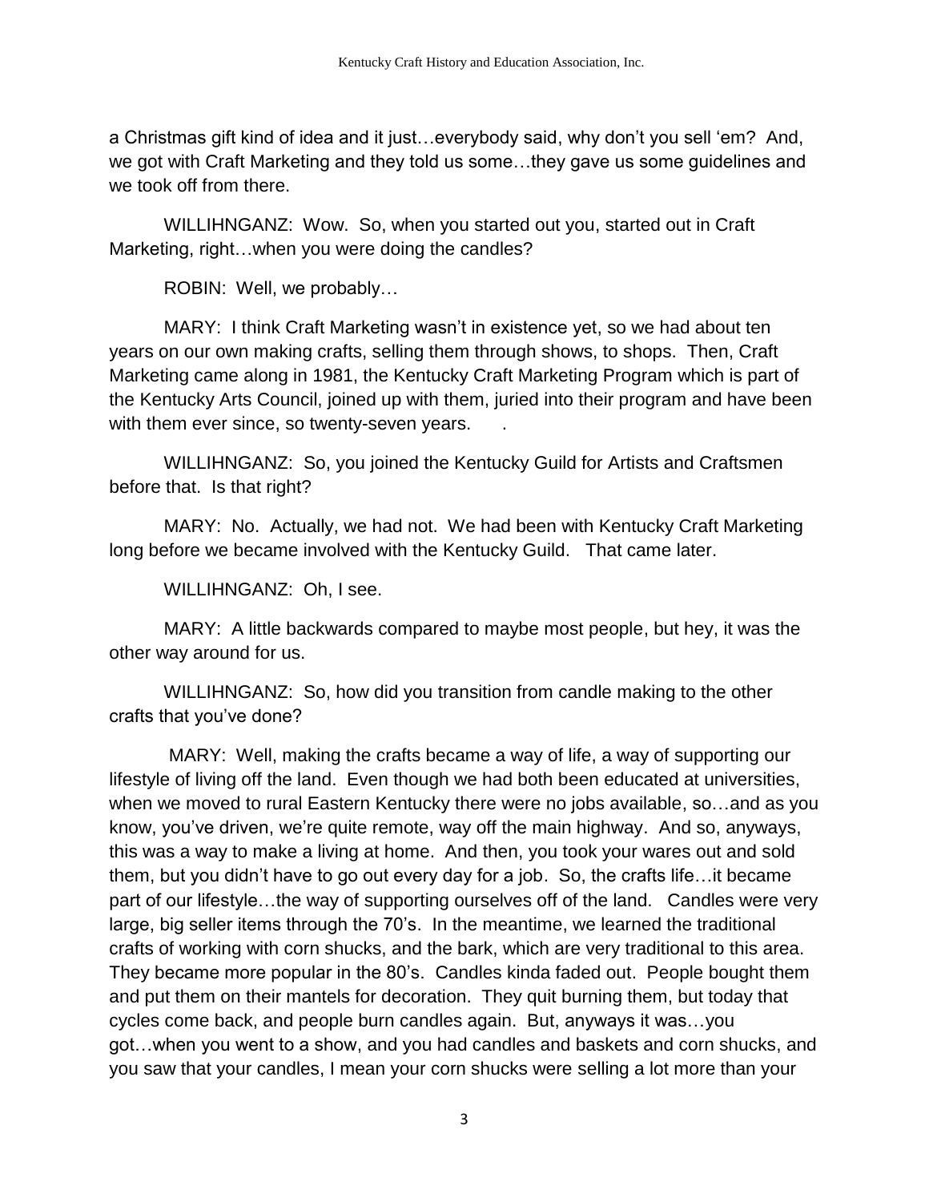a Christmas gift kind of idea and it just…everybody said, why don't you sell 'em? And, we got with Craft Marketing and they told us some…they gave us some guidelines and we took off from there.

WILLIHNGANZ: Wow. So, when you started out you, started out in Craft Marketing, right…when you were doing the candles?

ROBIN: Well, we probably…

MARY: I think Craft Marketing wasn't in existence yet, so we had about ten years on our own making crafts, selling them through shows, to shops. Then, Craft Marketing came along in 1981, the Kentucky Craft Marketing Program which is part of the Kentucky Arts Council, joined up with them, juried into their program and have been with them ever since, so twenty-seven years.

WILLIHNGANZ: So, you joined the Kentucky Guild for Artists and Craftsmen before that. Is that right?

MARY: No. Actually, we had not. We had been with Kentucky Craft Marketing long before we became involved with the Kentucky Guild. That came later.

WILLIHNGANZ: Oh, I see.

MARY: A little backwards compared to maybe most people, but hey, it was the other way around for us.

WILLIHNGANZ: So, how did you transition from candle making to the other crafts that you've done?

MARY: Well, making the crafts became a way of life, a way of supporting our lifestyle of living off the land. Even though we had both been educated at universities, when we moved to rural Eastern Kentucky there were no jobs available, so…and as you know, you've driven, we're quite remote, way off the main highway. And so, anyways, this was a way to make a living at home. And then, you took your wares out and sold them, but you didn't have to go out every day for a job. So, the crafts life…it became part of our lifestyle…the way of supporting ourselves off of the land. Candles were very large, big seller items through the 70's. In the meantime, we learned the traditional crafts of working with corn shucks, and the bark, which are very traditional to this area. They became more popular in the 80's. Candles kinda faded out. People bought them and put them on their mantels for decoration. They quit burning them, but today that cycles come back, and people burn candles again. But, anyways it was…you got…when you went to a show, and you had candles and baskets and corn shucks, and you saw that your candles, I mean your corn shucks were selling a lot more than your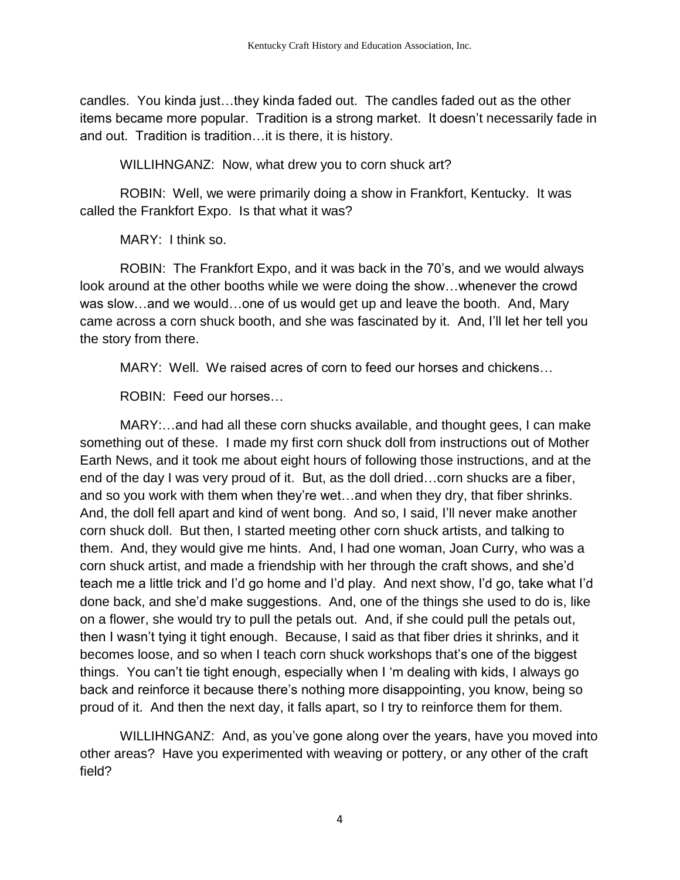candles. You kinda just…they kinda faded out. The candles faded out as the other items became more popular. Tradition is a strong market. It doesn't necessarily fade in and out. Tradition is tradition…it is there, it is history.

WILLIHNGANZ: Now, what drew you to corn shuck art?

ROBIN: Well, we were primarily doing a show in Frankfort, Kentucky. It was called the Frankfort Expo. Is that what it was?

MARY: I think so.

ROBIN: The Frankfort Expo, and it was back in the 70's, and we would always look around at the other booths while we were doing the show…whenever the crowd was slow…and we would…one of us would get up and leave the booth. And, Mary came across a corn shuck booth, and she was fascinated by it. And, I'll let her tell you the story from there.

MARY: Well. We raised acres of corn to feed our horses and chickens…

ROBIN: Feed our horses…

MARY:…and had all these corn shucks available, and thought gees, I can make something out of these. I made my first corn shuck doll from instructions out of Mother Earth News, and it took me about eight hours of following those instructions, and at the end of the day I was very proud of it. But, as the doll dried…corn shucks are a fiber, and so you work with them when they're wet…and when they dry, that fiber shrinks. And, the doll fell apart and kind of went bong. And so, I said, I'll never make another corn shuck doll. But then, I started meeting other corn shuck artists, and talking to them. And, they would give me hints. And, I had one woman, Joan Curry, who was a corn shuck artist, and made a friendship with her through the craft shows, and she'd teach me a little trick and I'd go home and I'd play. And next show, I'd go, take what I'd done back, and she'd make suggestions. And, one of the things she used to do is, like on a flower, she would try to pull the petals out. And, if she could pull the petals out, then I wasn't tying it tight enough. Because, I said as that fiber dries it shrinks, and it becomes loose, and so when I teach corn shuck workshops that's one of the biggest things. You can't tie tight enough, especially when I 'm dealing with kids, I always go back and reinforce it because there's nothing more disappointing, you know, being so proud of it. And then the next day, it falls apart, so I try to reinforce them for them.

WILLIHNGANZ: And, as you've gone along over the years, have you moved into other areas? Have you experimented with weaving or pottery, or any other of the craft field?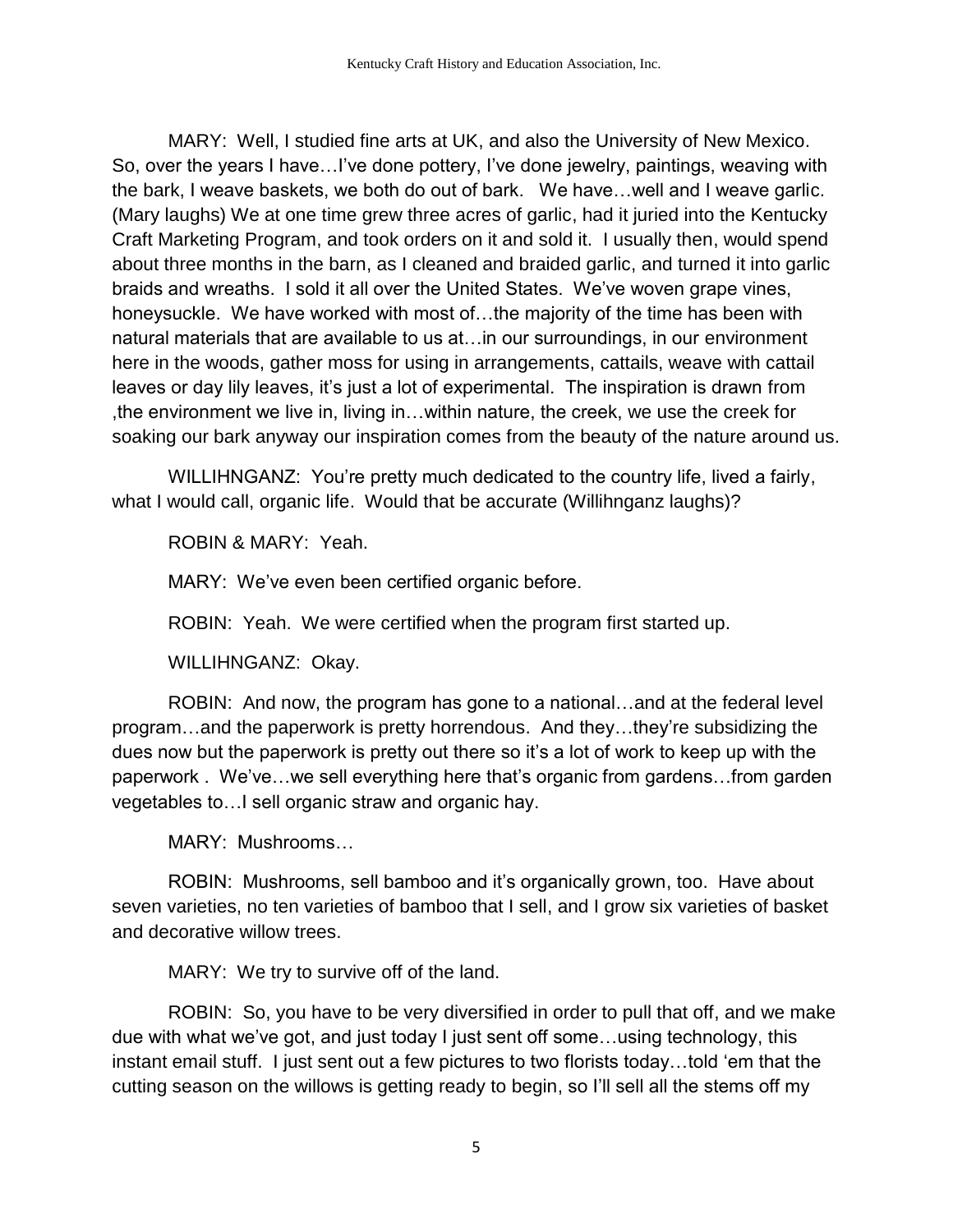MARY: Well, I studied fine arts at UK, and also the University of New Mexico. So, over the years I have…I've done pottery, I've done jewelry, paintings, weaving with the bark, I weave baskets, we both do out of bark. We have…well and I weave garlic. (Mary laughs) We at one time grew three acres of garlic, had it juried into the Kentucky Craft Marketing Program, and took orders on it and sold it. I usually then, would spend about three months in the barn, as I cleaned and braided garlic, and turned it into garlic braids and wreaths. I sold it all over the United States. We've woven grape vines, honeysuckle. We have worked with most of…the majority of the time has been with natural materials that are available to us at…in our surroundings, in our environment here in the woods, gather moss for using in arrangements, cattails, weave with cattail leaves or day lily leaves, it's just a lot of experimental. The inspiration is drawn from ,the environment we live in, living in…within nature, the creek, we use the creek for soaking our bark anyway our inspiration comes from the beauty of the nature around us.

WILLIHNGANZ: You're pretty much dedicated to the country life, lived a fairly, what I would call, organic life. Would that be accurate (Willihnganz laughs)?

ROBIN & MARY: Yeah.

MARY: We've even been certified organic before.

ROBIN: Yeah. We were certified when the program first started up.

WILLIHNGANZ: Okay.

ROBIN: And now, the program has gone to a national…and at the federal level program…and the paperwork is pretty horrendous. And they…they're subsidizing the dues now but the paperwork is pretty out there so it's a lot of work to keep up with the paperwork . We've…we sell everything here that's organic from gardens…from garden vegetables to…I sell organic straw and organic hay.

MARY: Mushrooms…

ROBIN: Mushrooms, sell bamboo and it's organically grown, too. Have about seven varieties, no ten varieties of bamboo that I sell, and I grow six varieties of basket and decorative willow trees.

MARY: We try to survive off of the land.

ROBIN: So, you have to be very diversified in order to pull that off, and we make due with what we've got, and just today I just sent off some…using technology, this instant email stuff. I just sent out a few pictures to two florists today…told 'em that the cutting season on the willows is getting ready to begin, so I'll sell all the stems off my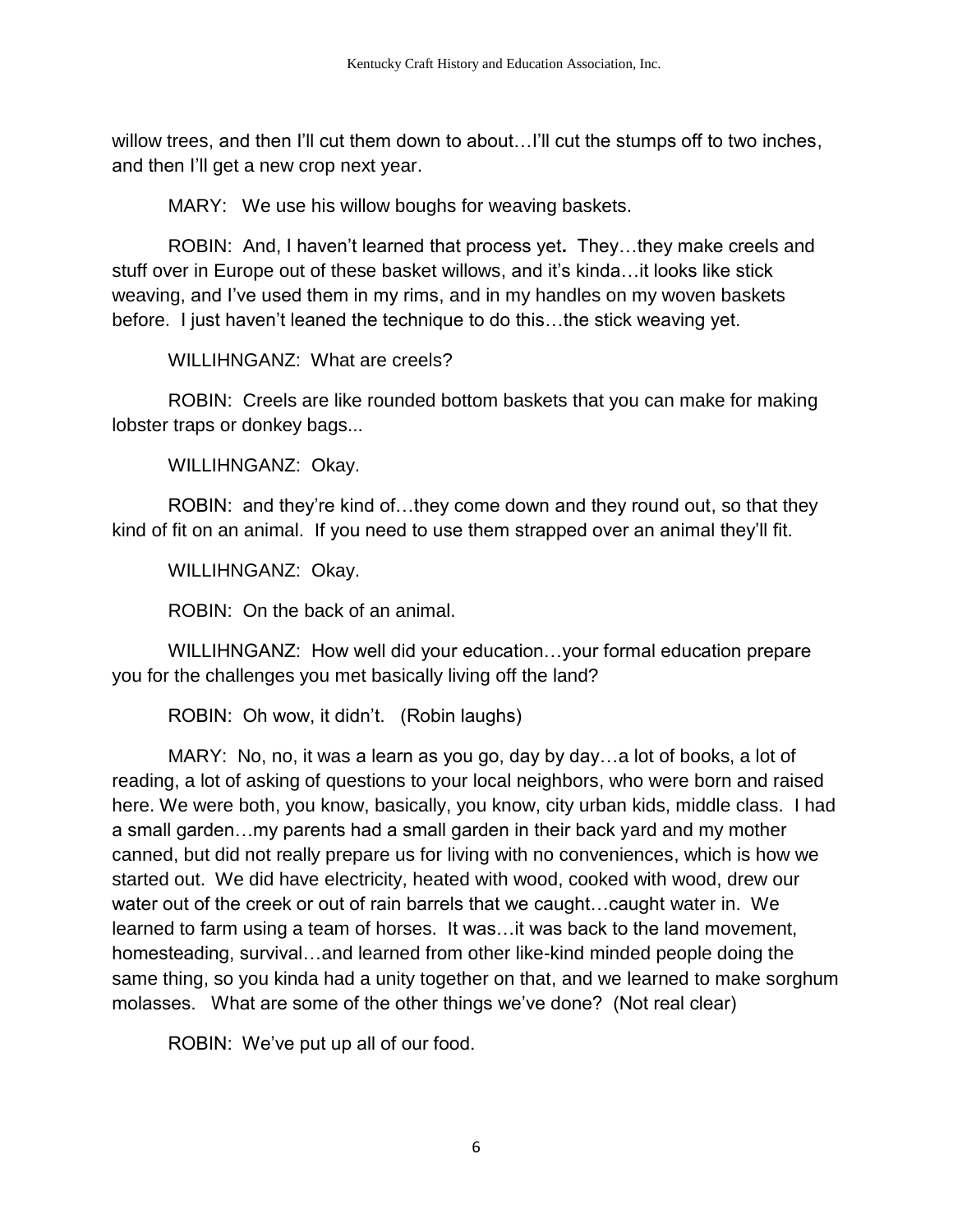willow trees, and then I'll cut them down to about…I'll cut the stumps off to two inches, and then I'll get a new crop next year.

MARY: We use his willow boughs for weaving baskets.

ROBIN: And, I haven't learned that process yet**.** They…they make creels and stuff over in Europe out of these basket willows, and it's kinda…it looks like stick weaving, and I've used them in my rims, and in my handles on my woven baskets before. I just haven't leaned the technique to do this…the stick weaving yet.

WILLIHNGANZ: What are creels?

ROBIN: Creels are like rounded bottom baskets that you can make for making lobster traps or donkey bags...

WILLIHNGANZ: Okay.

ROBIN: and they're kind of…they come down and they round out, so that they kind of fit on an animal. If you need to use them strapped over an animal they'll fit.

WILLIHNGANZ: Okay.

ROBIN: On the back of an animal.

WILLIHNGANZ: How well did your education…your formal education prepare you for the challenges you met basically living off the land?

ROBIN: Oh wow, it didn't. (Robin laughs)

MARY: No, no, it was a learn as you go, day by day…a lot of books, a lot of reading, a lot of asking of questions to your local neighbors, who were born and raised here. We were both, you know, basically, you know, city urban kids, middle class. I had a small garden…my parents had a small garden in their back yard and my mother canned, but did not really prepare us for living with no conveniences, which is how we started out. We did have electricity, heated with wood, cooked with wood, drew our water out of the creek or out of rain barrels that we caught…caught water in. We learned to farm using a team of horses. It was…it was back to the land movement, homesteading, survival…and learned from other like-kind minded people doing the same thing, so you kinda had a unity together on that, and we learned to make sorghum molasses. What are some of the other things we've done? (Not real clear)

ROBIN: We've put up all of our food.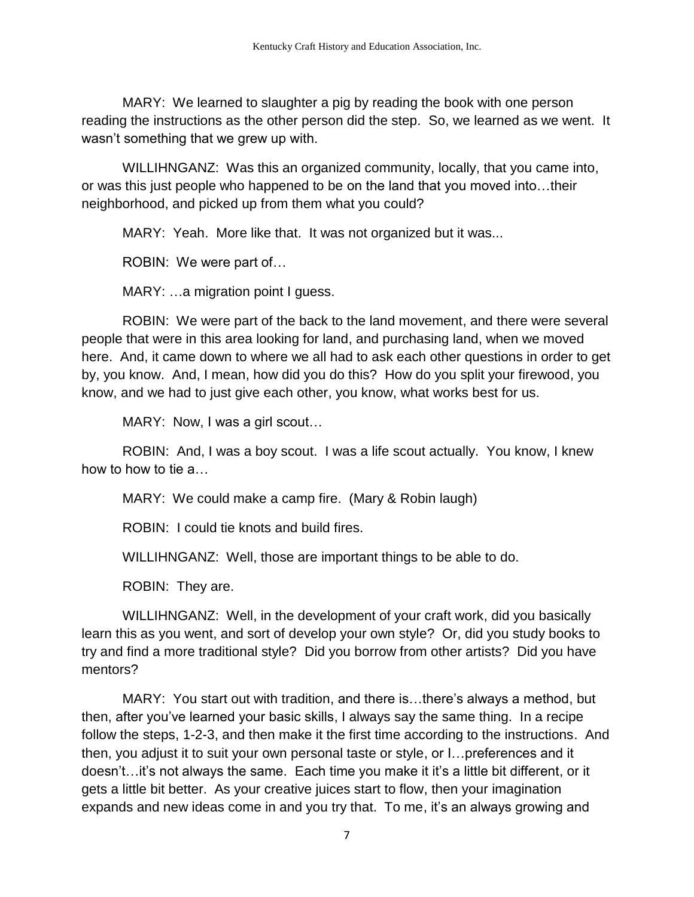MARY: We learned to slaughter a pig by reading the book with one person reading the instructions as the other person did the step. So, we learned as we went. It wasn't something that we grew up with.

WILLIHNGANZ: Was this an organized community, locally, that you came into, or was this just people who happened to be on the land that you moved into…their neighborhood, and picked up from them what you could?

MARY: Yeah. More like that. It was not organized but it was...

ROBIN: We were part of…

MARY: …a migration point I guess.

ROBIN: We were part of the back to the land movement, and there were several people that were in this area looking for land, and purchasing land, when we moved here. And, it came down to where we all had to ask each other questions in order to get by, you know. And, I mean, how did you do this? How do you split your firewood, you know, and we had to just give each other, you know, what works best for us.

MARY: Now, I was a girl scout…

ROBIN: And, I was a boy scout. I was a life scout actually. You know, I knew how to how to tie a…

MARY: We could make a camp fire. (Mary & Robin laugh)

ROBIN: I could tie knots and build fires.

WILLIHNGANZ: Well, those are important things to be able to do.

ROBIN: They are.

WILLIHNGANZ: Well, in the development of your craft work, did you basically learn this as you went, and sort of develop your own style? Or, did you study books to try and find a more traditional style? Did you borrow from other artists? Did you have mentors?

MARY: You start out with tradition, and there is…there's always a method, but then, after you've learned your basic skills, I always say the same thing. In a recipe follow the steps, 1-2-3, and then make it the first time according to the instructions. And then, you adjust it to suit your own personal taste or style, or I…preferences and it doesn't…it's not always the same. Each time you make it it's a little bit different, or it gets a little bit better. As your creative juices start to flow, then your imagination expands and new ideas come in and you try that. To me, it's an always growing and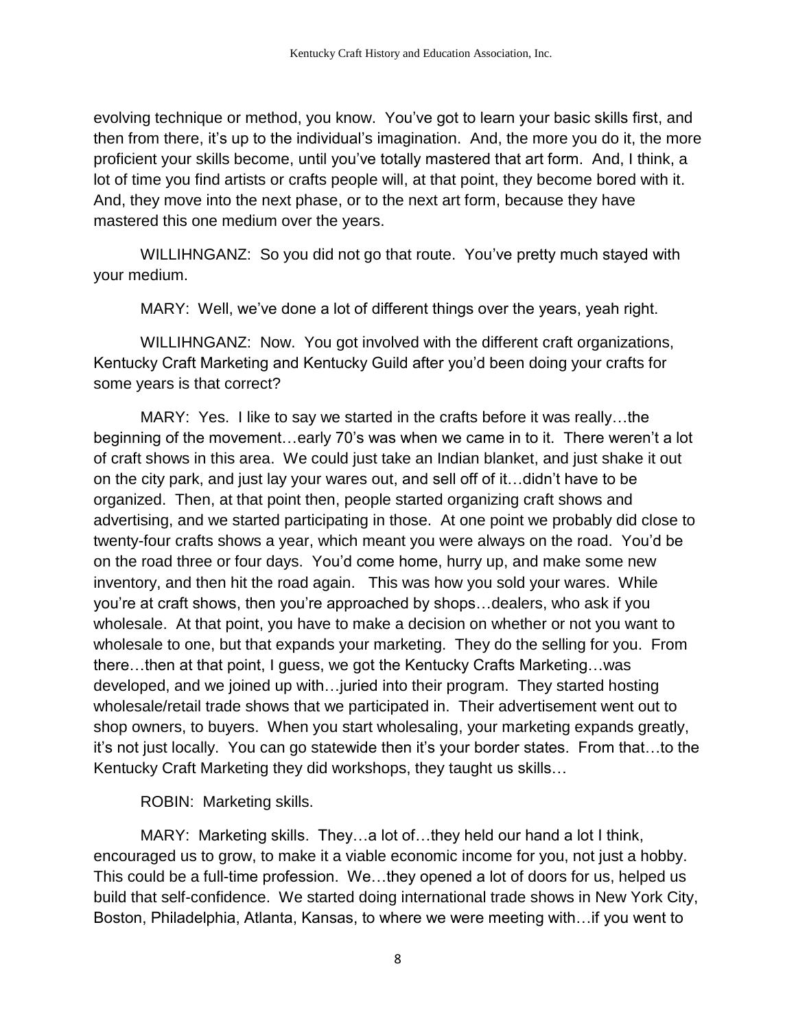evolving technique or method, you know. You've got to learn your basic skills first, and then from there, it's up to the individual's imagination. And, the more you do it, the more proficient your skills become, until you've totally mastered that art form. And, I think, a lot of time you find artists or crafts people will, at that point, they become bored with it. And, they move into the next phase, or to the next art form, because they have mastered this one medium over the years.

WILLIHNGANZ: So you did not go that route. You've pretty much stayed with your medium.

MARY: Well, we've done a lot of different things over the years, yeah right.

WILLIHNGANZ: Now. You got involved with the different craft organizations, Kentucky Craft Marketing and Kentucky Guild after you'd been doing your crafts for some years is that correct?

MARY: Yes. I like to say we started in the crafts before it was really…the beginning of the movement…early 70's was when we came in to it. There weren't a lot of craft shows in this area. We could just take an Indian blanket, and just shake it out on the city park, and just lay your wares out, and sell off of it…didn't have to be organized. Then, at that point then, people started organizing craft shows and advertising, and we started participating in those. At one point we probably did close to twenty-four crafts shows a year, which meant you were always on the road. You'd be on the road three or four days. You'd come home, hurry up, and make some new inventory, and then hit the road again. This was how you sold your wares. While you're at craft shows, then you're approached by shops…dealers, who ask if you wholesale. At that point, you have to make a decision on whether or not you want to wholesale to one, but that expands your marketing. They do the selling for you. From there…then at that point, I guess, we got the Kentucky Crafts Marketing…was developed, and we joined up with…juried into their program. They started hosting wholesale/retail trade shows that we participated in. Their advertisement went out to shop owners, to buyers. When you start wholesaling, your marketing expands greatly, it's not just locally. You can go statewide then it's your border states. From that…to the Kentucky Craft Marketing they did workshops, they taught us skills…

ROBIN: Marketing skills.

MARY: Marketing skills. They…a lot of…they held our hand a lot I think, encouraged us to grow, to make it a viable economic income for you, not just a hobby. This could be a full-time profession. We…they opened a lot of doors for us, helped us build that self-confidence. We started doing international trade shows in New York City, Boston, Philadelphia, Atlanta, Kansas, to where we were meeting with…if you went to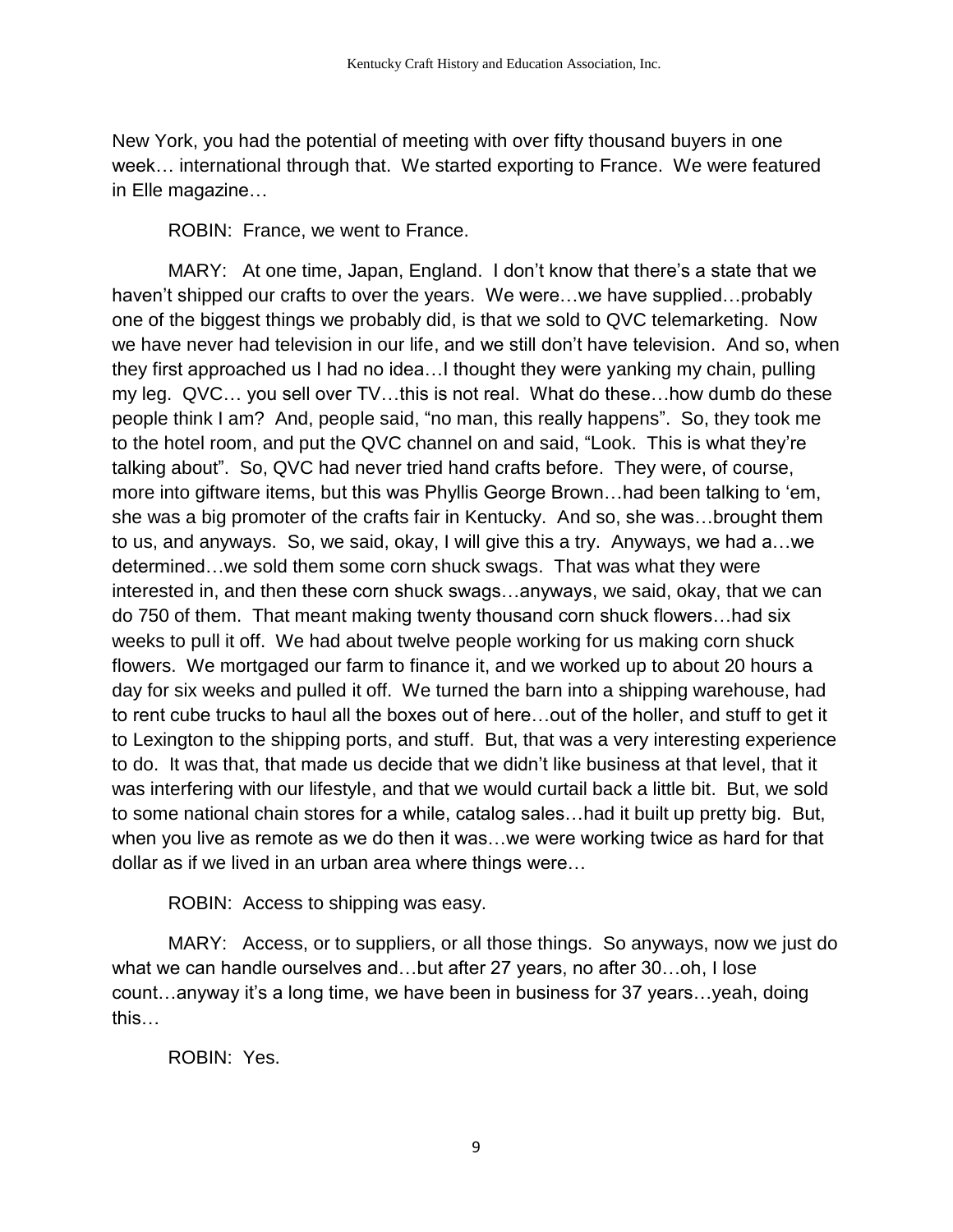New York, you had the potential of meeting with over fifty thousand buyers in one week… international through that. We started exporting to France. We were featured in Elle magazine…

ROBIN: France, we went to France.

MARY: At one time, Japan, England. I don't know that there's a state that we haven't shipped our crafts to over the years. We were…we have supplied…probably one of the biggest things we probably did, is that we sold to QVC telemarketing. Now we have never had television in our life, and we still don't have television. And so, when they first approached us I had no idea…I thought they were yanking my chain, pulling my leg. QVC… you sell over TV…this is not real. What do these…how dumb do these people think I am? And, people said, "no man, this really happens". So, they took me to the hotel room, and put the QVC channel on and said, "Look. This is what they're talking about". So, QVC had never tried hand crafts before. They were, of course, more into giftware items, but this was Phyllis George Brown…had been talking to 'em, she was a big promoter of the crafts fair in Kentucky. And so, she was…brought them to us, and anyways. So, we said, okay, I will give this a try. Anyways, we had a…we determined…we sold them some corn shuck swags. That was what they were interested in, and then these corn shuck swags…anyways, we said, okay, that we can do 750 of them. That meant making twenty thousand corn shuck flowers…had six weeks to pull it off. We had about twelve people working for us making corn shuck flowers. We mortgaged our farm to finance it, and we worked up to about 20 hours a day for six weeks and pulled it off. We turned the barn into a shipping warehouse, had to rent cube trucks to haul all the boxes out of here…out of the holler, and stuff to get it to Lexington to the shipping ports, and stuff. But, that was a very interesting experience to do. It was that, that made us decide that we didn't like business at that level, that it was interfering with our lifestyle, and that we would curtail back a little bit. But, we sold to some national chain stores for a while, catalog sales…had it built up pretty big. But, when you live as remote as we do then it was…we were working twice as hard for that dollar as if we lived in an urban area where things were…

ROBIN: Access to shipping was easy.

MARY: Access, or to suppliers, or all those things. So anyways, now we just do what we can handle ourselves and…but after 27 years, no after 30…oh, I lose count…anyway it's a long time, we have been in business for 37 years…yeah, doing this…

ROBIN: Yes.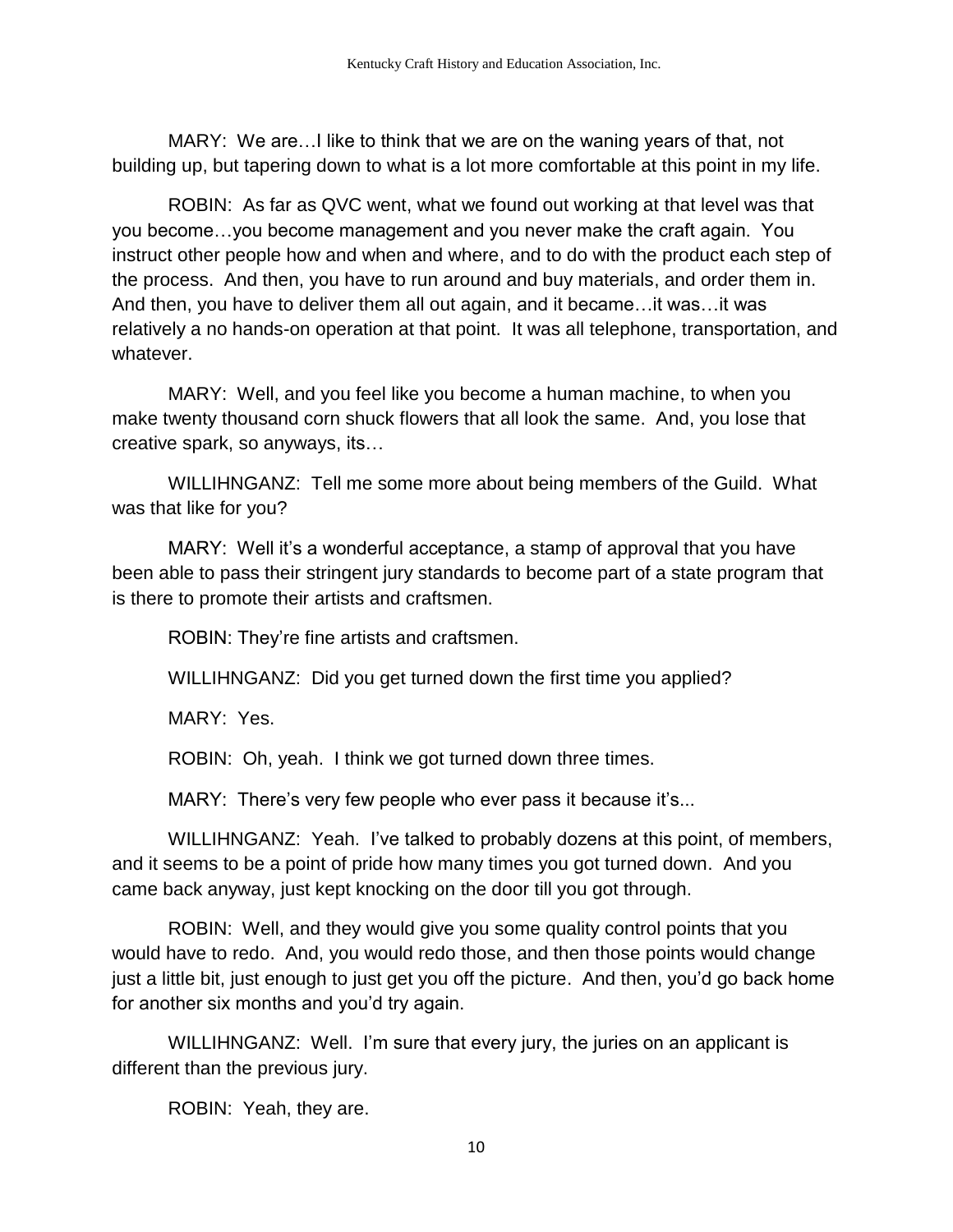MARY: We are…I like to think that we are on the waning years of that, not building up, but tapering down to what is a lot more comfortable at this point in my life.

ROBIN: As far as QVC went, what we found out working at that level was that you become…you become management and you never make the craft again. You instruct other people how and when and where, and to do with the product each step of the process. And then, you have to run around and buy materials, and order them in. And then, you have to deliver them all out again, and it became…it was…it was relatively a no hands-on operation at that point. It was all telephone, transportation, and whatever.

MARY: Well, and you feel like you become a human machine, to when you make twenty thousand corn shuck flowers that all look the same. And, you lose that creative spark, so anyways, its…

WILLIHNGANZ: Tell me some more about being members of the Guild. What was that like for you?

MARY: Well it's a wonderful acceptance, a stamp of approval that you have been able to pass their stringent jury standards to become part of a state program that is there to promote their artists and craftsmen.

ROBIN: They're fine artists and craftsmen.

WILLIHNGANZ: Did you get turned down the first time you applied?

MARY: Yes.

ROBIN: Oh, yeah. I think we got turned down three times.

MARY: There's very few people who ever pass it because it's...

WILLIHNGANZ: Yeah. I've talked to probably dozens at this point, of members, and it seems to be a point of pride how many times you got turned down. And you came back anyway, just kept knocking on the door till you got through.

ROBIN: Well, and they would give you some quality control points that you would have to redo. And, you would redo those, and then those points would change just a little bit, just enough to just get you off the picture. And then, you'd go back home for another six months and you'd try again.

WILLIHNGANZ: Well. I'm sure that every jury, the juries on an applicant is different than the previous jury.

ROBIN: Yeah, they are.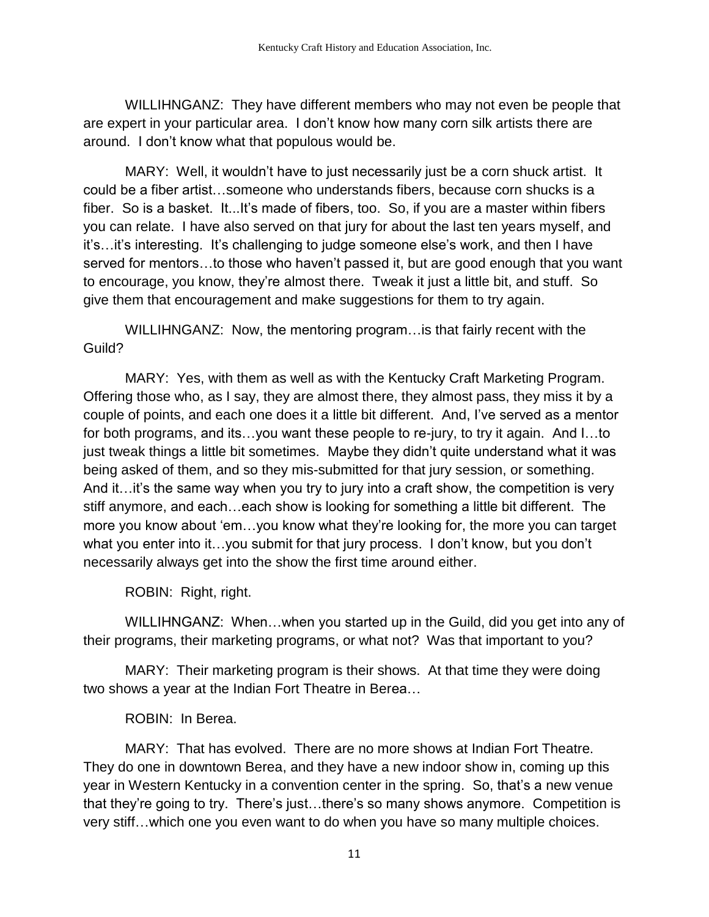WILLIHNGANZ: They have different members who may not even be people that are expert in your particular area. I don't know how many corn silk artists there are around. I don't know what that populous would be.

MARY: Well, it wouldn't have to just necessarily just be a corn shuck artist. It could be a fiber artist…someone who understands fibers, because corn shucks is a fiber. So is a basket. It...It's made of fibers, too. So, if you are a master within fibers you can relate. I have also served on that jury for about the last ten years myself, and it's…it's interesting. It's challenging to judge someone else's work, and then I have served for mentors…to those who haven't passed it, but are good enough that you want to encourage, you know, they're almost there. Tweak it just a little bit, and stuff. So give them that encouragement and make suggestions for them to try again.

WILLIHNGANZ: Now, the mentoring program…is that fairly recent with the Guild?

MARY: Yes, with them as well as with the Kentucky Craft Marketing Program. Offering those who, as I say, they are almost there, they almost pass, they miss it by a couple of points, and each one does it a little bit different. And, I've served as a mentor for both programs, and its…you want these people to re-jury, to try it again. And I…to just tweak things a little bit sometimes. Maybe they didn't quite understand what it was being asked of them, and so they mis-submitted for that jury session, or something. And it…it's the same way when you try to jury into a craft show, the competition is very stiff anymore, and each…each show is looking for something a little bit different. The more you know about 'em…you know what they're looking for, the more you can target what you enter into it…you submit for that jury process. I don't know, but you don't necessarily always get into the show the first time around either.

ROBIN: Right, right.

WILLIHNGANZ: When…when you started up in the Guild, did you get into any of their programs, their marketing programs, or what not? Was that important to you?

MARY: Their marketing program is their shows. At that time they were doing two shows a year at the Indian Fort Theatre in Berea…

ROBIN: In Berea.

MARY: That has evolved. There are no more shows at Indian Fort Theatre. They do one in downtown Berea, and they have a new indoor show in, coming up this year in Western Kentucky in a convention center in the spring. So, that's a new venue that they're going to try. There's just…there's so many shows anymore. Competition is very stiff…which one you even want to do when you have so many multiple choices.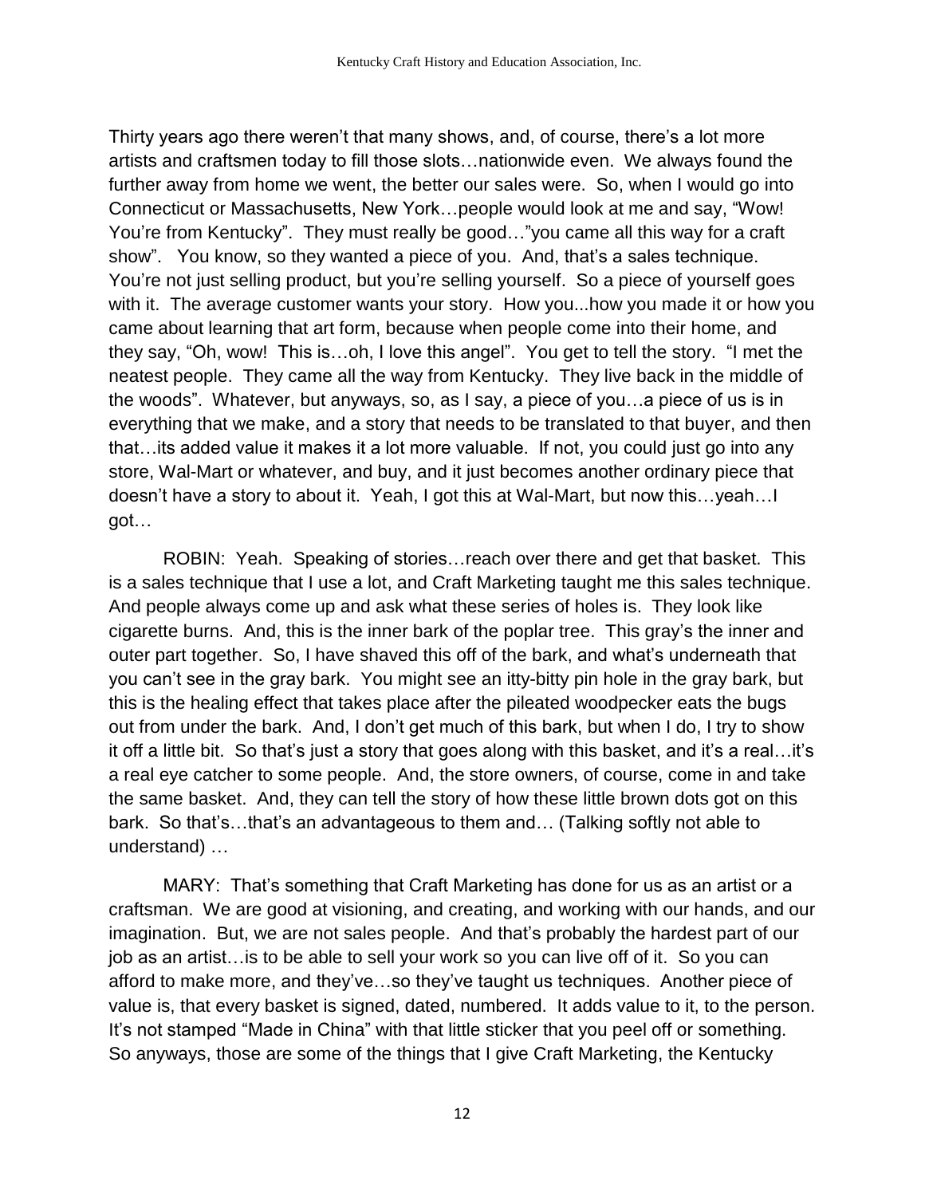Thirty years ago there weren't that many shows, and, of course, there's a lot more artists and craftsmen today to fill those slots…nationwide even. We always found the further away from home we went, the better our sales were. So, when I would go into Connecticut or Massachusetts, New York…people would look at me and say, "Wow! You're from Kentucky". They must really be good…"you came all this way for a craft show". You know, so they wanted a piece of you. And, that's a sales technique. You're not just selling product, but you're selling yourself. So a piece of yourself goes with it. The average customer wants your story. How you...how you made it or how you came about learning that art form, because when people come into their home, and they say, "Oh, wow! This is…oh, I love this angel". You get to tell the story. "I met the neatest people. They came all the way from Kentucky. They live back in the middle of the woods". Whatever, but anyways, so, as I say, a piece of you…a piece of us is in everything that we make, and a story that needs to be translated to that buyer, and then that…its added value it makes it a lot more valuable. If not, you could just go into any store, Wal-Mart or whatever, and buy, and it just becomes another ordinary piece that doesn't have a story to about it. Yeah, I got this at Wal-Mart, but now this…yeah…I got…

ROBIN: Yeah. Speaking of stories…reach over there and get that basket. This is a sales technique that I use a lot, and Craft Marketing taught me this sales technique. And people always come up and ask what these series of holes is. They look like cigarette burns. And, this is the inner bark of the poplar tree. This gray's the inner and outer part together. So, I have shaved this off of the bark, and what's underneath that you can't see in the gray bark. You might see an itty-bitty pin hole in the gray bark, but this is the healing effect that takes place after the pileated woodpecker eats the bugs out from under the bark. And, I don't get much of this bark, but when I do, I try to show it off a little bit. So that's just a story that goes along with this basket, and it's a real…it's a real eye catcher to some people. And, the store owners, of course, come in and take the same basket. And, they can tell the story of how these little brown dots got on this bark. So that's…that's an advantageous to them and… (Talking softly not able to understand) …

MARY: That's something that Craft Marketing has done for us as an artist or a craftsman. We are good at visioning, and creating, and working with our hands, and our imagination. But, we are not sales people. And that's probably the hardest part of our job as an artist…is to be able to sell your work so you can live off of it. So you can afford to make more, and they've…so they've taught us techniques. Another piece of value is, that every basket is signed, dated, numbered. It adds value to it, to the person. It's not stamped "Made in China" with that little sticker that you peel off or something. So anyways, those are some of the things that I give Craft Marketing, the Kentucky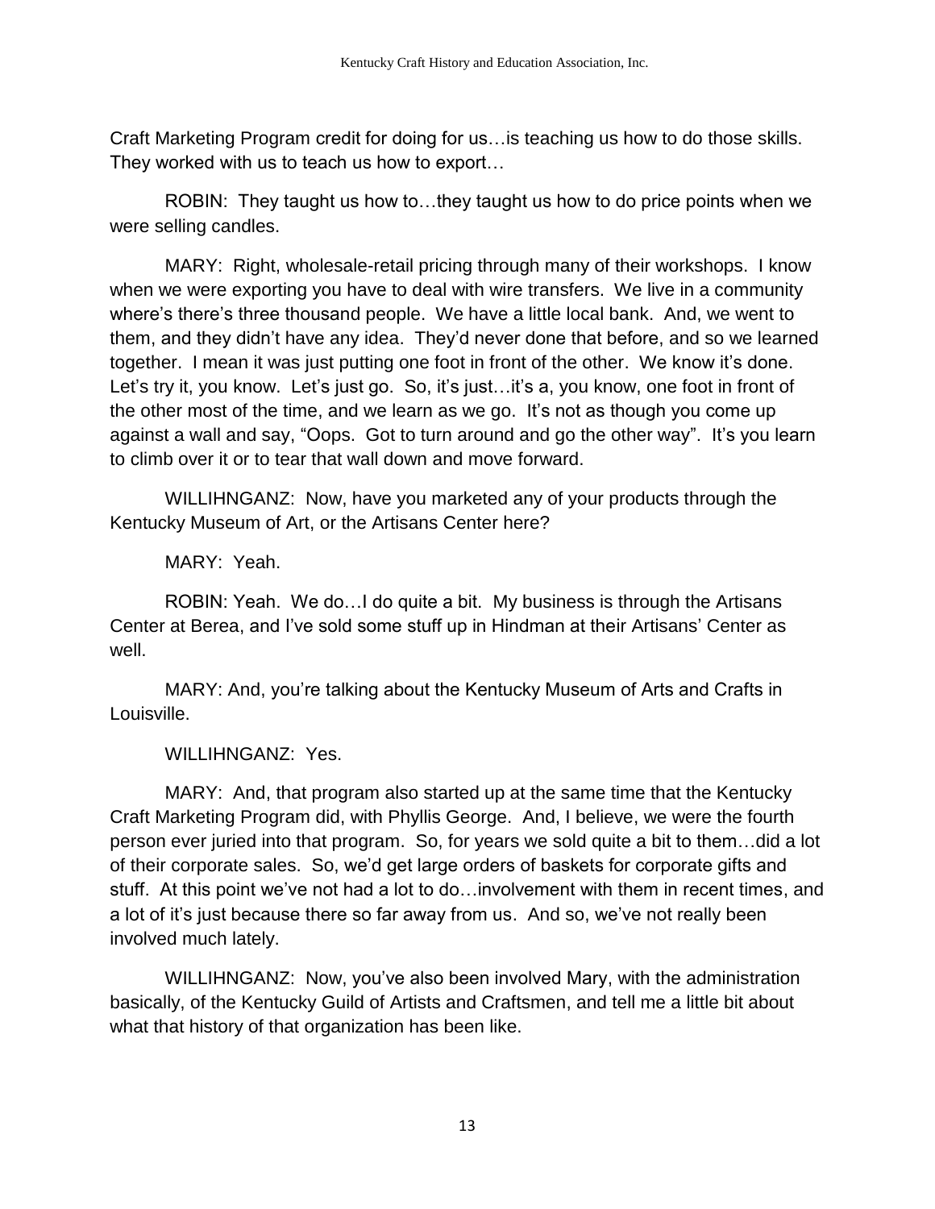Craft Marketing Program credit for doing for us…is teaching us how to do those skills. They worked with us to teach us how to export…

ROBIN: They taught us how to…they taught us how to do price points when we were selling candles.

MARY: Right, wholesale-retail pricing through many of their workshops. I know when we were exporting you have to deal with wire transfers. We live in a community where's there's three thousand people. We have a little local bank. And, we went to them, and they didn't have any idea. They'd never done that before, and so we learned together. I mean it was just putting one foot in front of the other. We know it's done. Let's try it, you know. Let's just go. So, it's just…it's a, you know, one foot in front of the other most of the time, and we learn as we go. It's not as though you come up against a wall and say, "Oops. Got to turn around and go the other way". It's you learn to climb over it or to tear that wall down and move forward.

WILLIHNGANZ: Now, have you marketed any of your products through the Kentucky Museum of Art, or the Artisans Center here?

MARY: Yeah.

ROBIN: Yeah. We do…I do quite a bit. My business is through the Artisans Center at Berea, and I've sold some stuff up in Hindman at their Artisans' Center as well.

MARY: And, you're talking about the Kentucky Museum of Arts and Crafts in Louisville.

WILLIHNGANZ: Yes.

MARY: And, that program also started up at the same time that the Kentucky Craft Marketing Program did, with Phyllis George. And, I believe, we were the fourth person ever juried into that program. So, for years we sold quite a bit to them…did a lot of their corporate sales. So, we'd get large orders of baskets for corporate gifts and stuff. At this point we've not had a lot to do…involvement with them in recent times, and a lot of it's just because there so far away from us. And so, we've not really been involved much lately.

WILLIHNGANZ: Now, you've also been involved Mary, with the administration basically, of the Kentucky Guild of Artists and Craftsmen, and tell me a little bit about what that history of that organization has been like.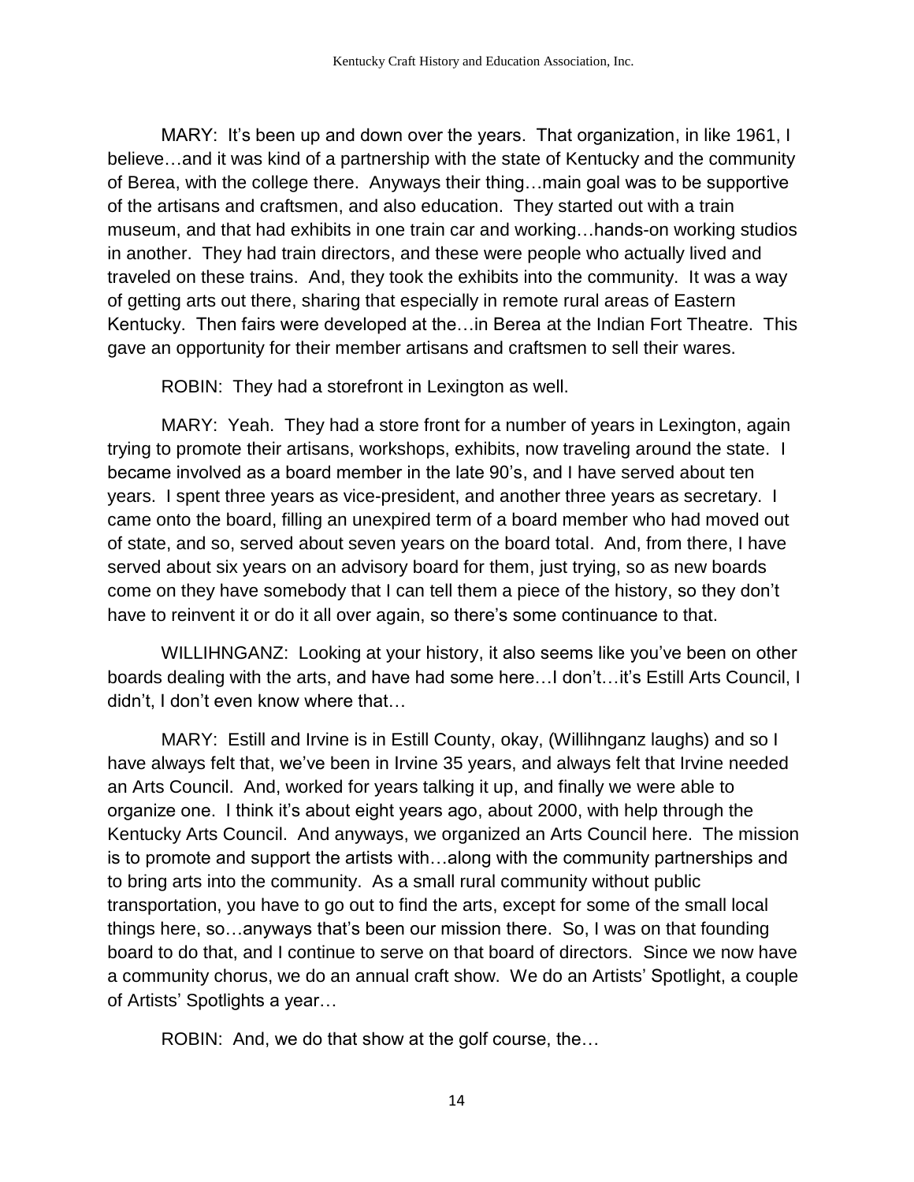MARY: It's been up and down over the years. That organization, in like 1961, I believe…and it was kind of a partnership with the state of Kentucky and the community of Berea, with the college there. Anyways their thing…main goal was to be supportive of the artisans and craftsmen, and also education. They started out with a train museum, and that had exhibits in one train car and working…hands-on working studios in another. They had train directors, and these were people who actually lived and traveled on these trains. And, they took the exhibits into the community. It was a way of getting arts out there, sharing that especially in remote rural areas of Eastern Kentucky. Then fairs were developed at the…in Berea at the Indian Fort Theatre. This gave an opportunity for their member artisans and craftsmen to sell their wares.

ROBIN: They had a storefront in Lexington as well.

MARY: Yeah. They had a store front for a number of years in Lexington, again trying to promote their artisans, workshops, exhibits, now traveling around the state. I became involved as a board member in the late 90's, and I have served about ten years. I spent three years as vice-president, and another three years as secretary. I came onto the board, filling an unexpired term of a board member who had moved out of state, and so, served about seven years on the board total. And, from there, I have served about six years on an advisory board for them, just trying, so as new boards come on they have somebody that I can tell them a piece of the history, so they don't have to reinvent it or do it all over again, so there's some continuance to that.

WILLIHNGANZ: Looking at your history, it also seems like you've been on other boards dealing with the arts, and have had some here…I don't…it's Estill Arts Council, I didn't, I don't even know where that…

MARY: Estill and Irvine is in Estill County, okay, (Willihnganz laughs) and so I have always felt that, we've been in Irvine 35 years, and always felt that Irvine needed an Arts Council. And, worked for years talking it up, and finally we were able to organize one. I think it's about eight years ago, about 2000, with help through the Kentucky Arts Council. And anyways, we organized an Arts Council here. The mission is to promote and support the artists with…along with the community partnerships and to bring arts into the community. As a small rural community without public transportation, you have to go out to find the arts, except for some of the small local things here, so…anyways that's been our mission there. So, I was on that founding board to do that, and I continue to serve on that board of directors. Since we now have a community chorus, we do an annual craft show. We do an Artists' Spotlight, a couple of Artists' Spotlights a year…

ROBIN: And, we do that show at the golf course, the…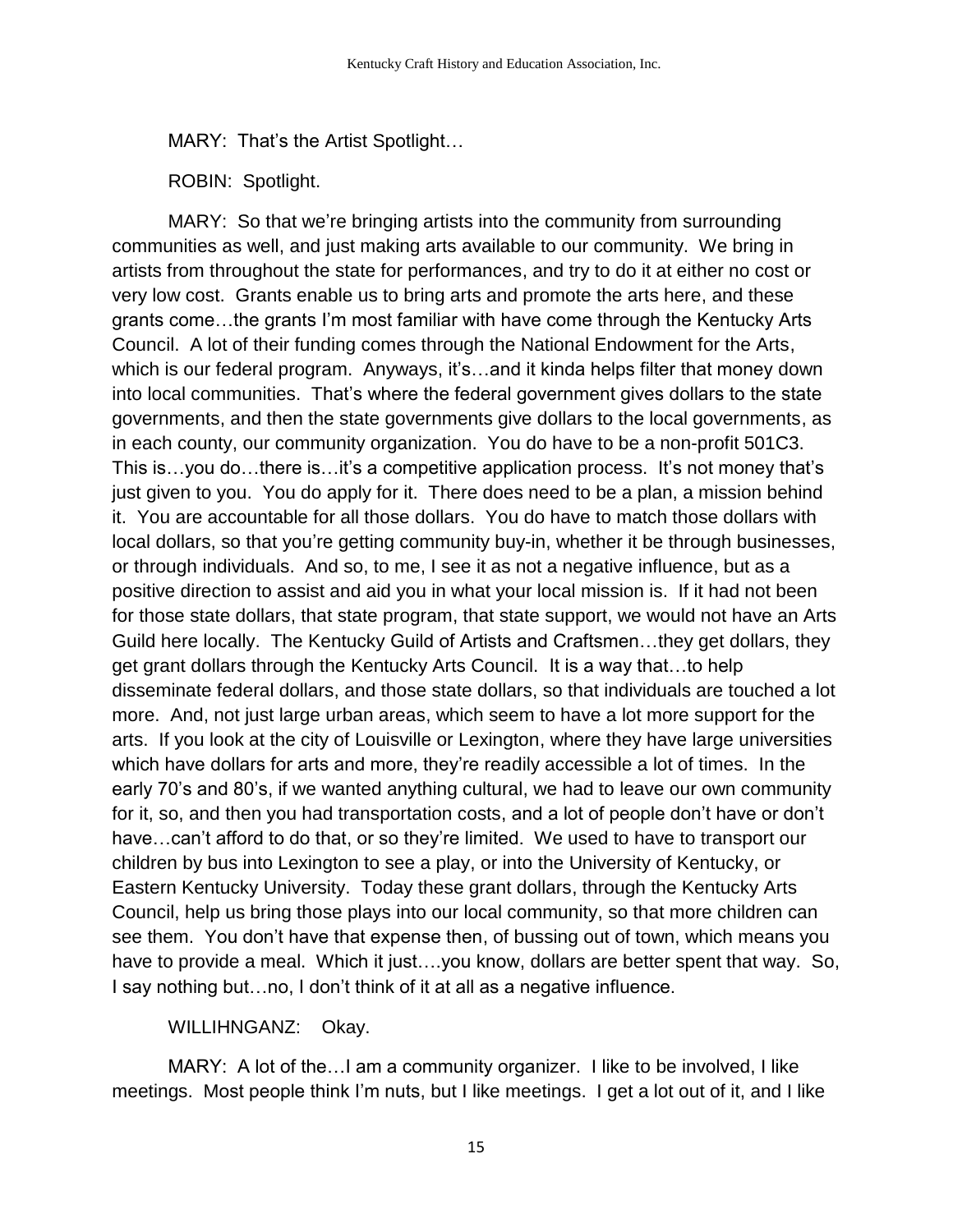MARY: That's the Artist Spotlight…

ROBIN: Spotlight.

MARY: So that we're bringing artists into the community from surrounding communities as well, and just making arts available to our community. We bring in artists from throughout the state for performances, and try to do it at either no cost or very low cost. Grants enable us to bring arts and promote the arts here, and these grants come…the grants I'm most familiar with have come through the Kentucky Arts Council. A lot of their funding comes through the National Endowment for the Arts, which is our federal program. Anyways, it's…and it kinda helps filter that money down into local communities. That's where the federal government gives dollars to the state governments, and then the state governments give dollars to the local governments, as in each county, our community organization. You do have to be a non-profit 501C3. This is…you do…there is…it's a competitive application process. It's not money that's just given to you. You do apply for it. There does need to be a plan, a mission behind it. You are accountable for all those dollars. You do have to match those dollars with local dollars, so that you're getting community buy-in, whether it be through businesses, or through individuals. And so, to me, I see it as not a negative influence, but as a positive direction to assist and aid you in what your local mission is. If it had not been for those state dollars, that state program, that state support, we would not have an Arts Guild here locally. The Kentucky Guild of Artists and Craftsmen…they get dollars, they get grant dollars through the Kentucky Arts Council. It is a way that…to help disseminate federal dollars, and those state dollars, so that individuals are touched a lot more. And, not just large urban areas, which seem to have a lot more support for the arts. If you look at the city of Louisville or Lexington, where they have large universities which have dollars for arts and more, they're readily accessible a lot of times. In the early 70's and 80's, if we wanted anything cultural, we had to leave our own community for it, so, and then you had transportation costs, and a lot of people don't have or don't have…can't afford to do that, or so they're limited. We used to have to transport our children by bus into Lexington to see a play, or into the University of Kentucky, or Eastern Kentucky University. Today these grant dollars, through the Kentucky Arts Council, help us bring those plays into our local community, so that more children can see them. You don't have that expense then, of bussing out of town, which means you have to provide a meal. Which it just….you know, dollars are better spent that way. So, I say nothing but…no, I don't think of it at all as a negative influence.

WILLIHNGANZ: Okay.

MARY: A lot of the…I am a community organizer. I like to be involved, I like meetings. Most people think I'm nuts, but I like meetings. I get a lot out of it, and I like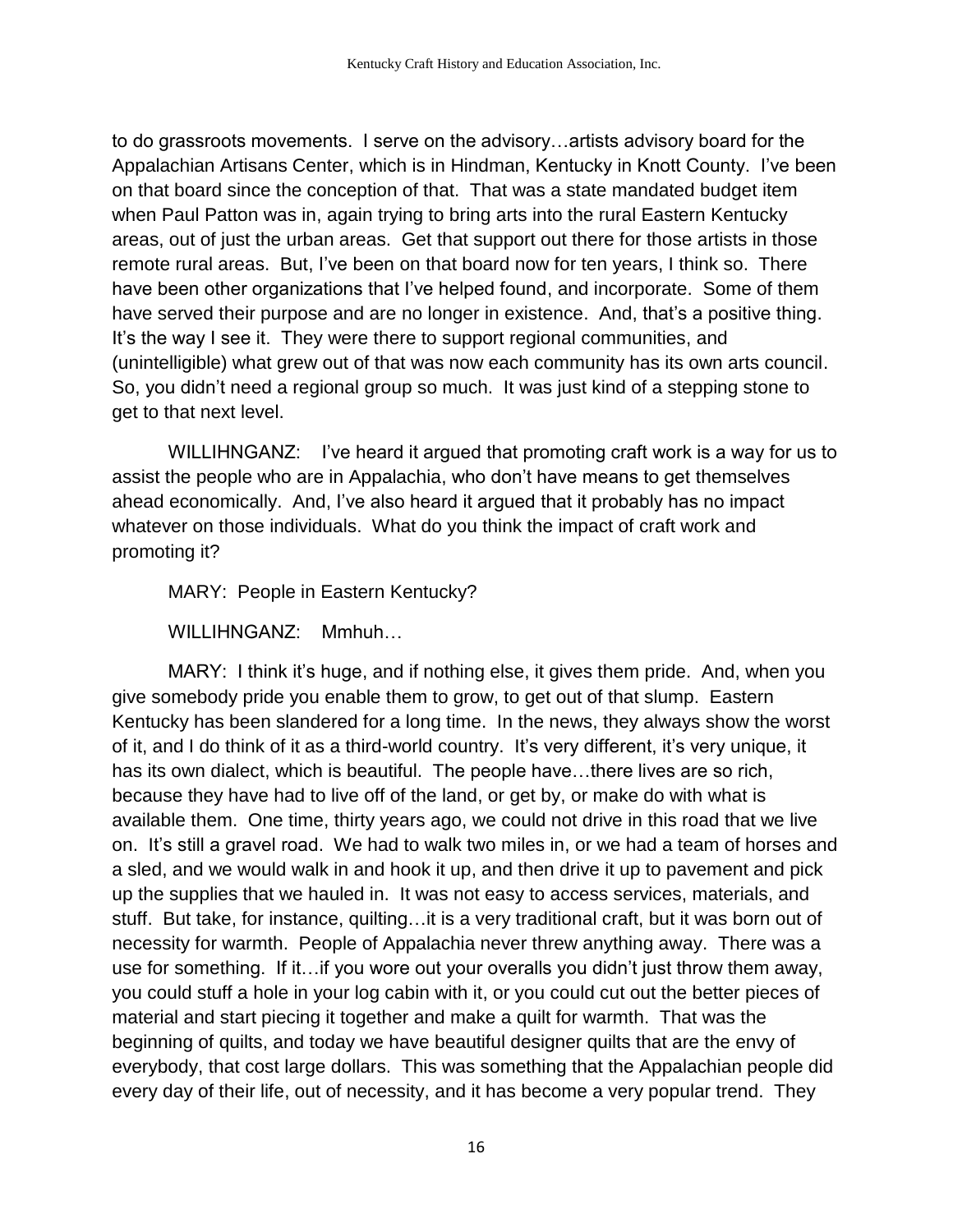to do grassroots movements. I serve on the advisory…artists advisory board for the Appalachian Artisans Center, which is in Hindman, Kentucky in Knott County. I've been on that board since the conception of that. That was a state mandated budget item when Paul Patton was in, again trying to bring arts into the rural Eastern Kentucky areas, out of just the urban areas. Get that support out there for those artists in those remote rural areas. But, I've been on that board now for ten years, I think so. There have been other organizations that I've helped found, and incorporate. Some of them have served their purpose and are no longer in existence. And, that's a positive thing. It's the way I see it. They were there to support regional communities, and (unintelligible) what grew out of that was now each community has its own arts council. So, you didn't need a regional group so much. It was just kind of a stepping stone to get to that next level.

WILLIHNGANZ: I've heard it argued that promoting craft work is a way for us to assist the people who are in Appalachia, who don't have means to get themselves ahead economically. And, I've also heard it argued that it probably has no impact whatever on those individuals. What do you think the impact of craft work and promoting it?

MARY: People in Eastern Kentucky?

WILLIHNGANZ: Mmhuh…

MARY: I think it's huge, and if nothing else, it gives them pride. And, when you give somebody pride you enable them to grow, to get out of that slump. Eastern Kentucky has been slandered for a long time. In the news, they always show the worst of it, and I do think of it as a third-world country. It's very different, it's very unique, it has its own dialect, which is beautiful. The people have…there lives are so rich, because they have had to live off of the land, or get by, or make do with what is available them. One time, thirty years ago, we could not drive in this road that we live on. It's still a gravel road. We had to walk two miles in, or we had a team of horses and a sled, and we would walk in and hook it up, and then drive it up to pavement and pick up the supplies that we hauled in. It was not easy to access services, materials, and stuff. But take, for instance, quilting…it is a very traditional craft, but it was born out of necessity for warmth. People of Appalachia never threw anything away. There was a use for something. If it…if you wore out your overalls you didn't just throw them away, you could stuff a hole in your log cabin with it, or you could cut out the better pieces of material and start piecing it together and make a quilt for warmth. That was the beginning of quilts, and today we have beautiful designer quilts that are the envy of everybody, that cost large dollars. This was something that the Appalachian people did every day of their life, out of necessity, and it has become a very popular trend. They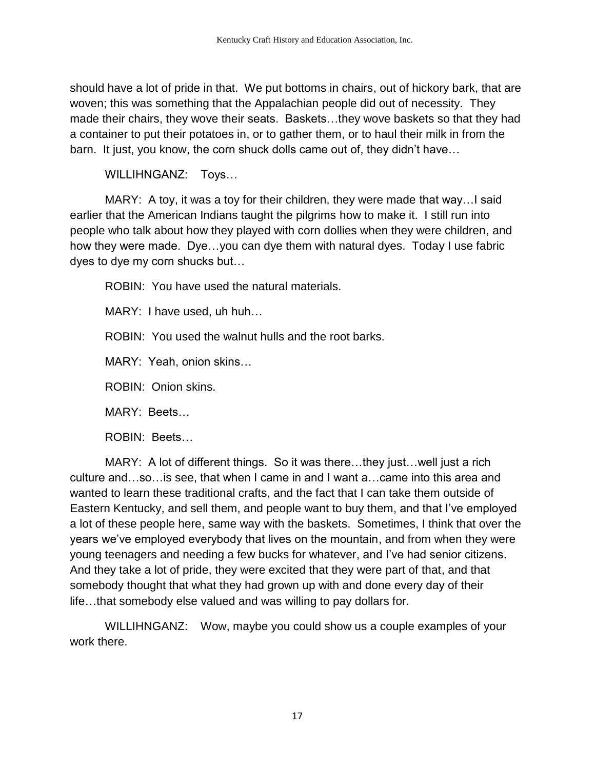should have a lot of pride in that. We put bottoms in chairs, out of hickory bark, that are woven; this was something that the Appalachian people did out of necessity. They made their chairs, they wove their seats. Baskets…they wove baskets so that they had a container to put their potatoes in, or to gather them, or to haul their milk in from the barn. It just, you know, the corn shuck dolls came out of, they didn't have…

WILLIHNGANZ: Toys…

MARY: A toy, it was a toy for their children, they were made that way…I said earlier that the American Indians taught the pilgrims how to make it. I still run into people who talk about how they played with corn dollies when they were children, and how they were made. Dye…you can dye them with natural dyes. Today I use fabric dyes to dye my corn shucks but…

ROBIN: You have used the natural materials.

MARY: I have used, uh huh…

ROBIN: You used the walnut hulls and the root barks.

MARY: Yeah, onion skins…

ROBIN: Onion skins.

MARY: Beets…

ROBIN: Beets…

MARY: A lot of different things. So it was there…they just…well just a rich culture and…so…is see, that when I came in and I want a…came into this area and wanted to learn these traditional crafts, and the fact that I can take them outside of Eastern Kentucky, and sell them, and people want to buy them, and that I've employed a lot of these people here, same way with the baskets. Sometimes, I think that over the years we've employed everybody that lives on the mountain, and from when they were young teenagers and needing a few bucks for whatever, and I've had senior citizens. And they take a lot of pride, they were excited that they were part of that, and that somebody thought that what they had grown up with and done every day of their life…that somebody else valued and was willing to pay dollars for.

WILLIHNGANZ: Wow, maybe you could show us a couple examples of your work there.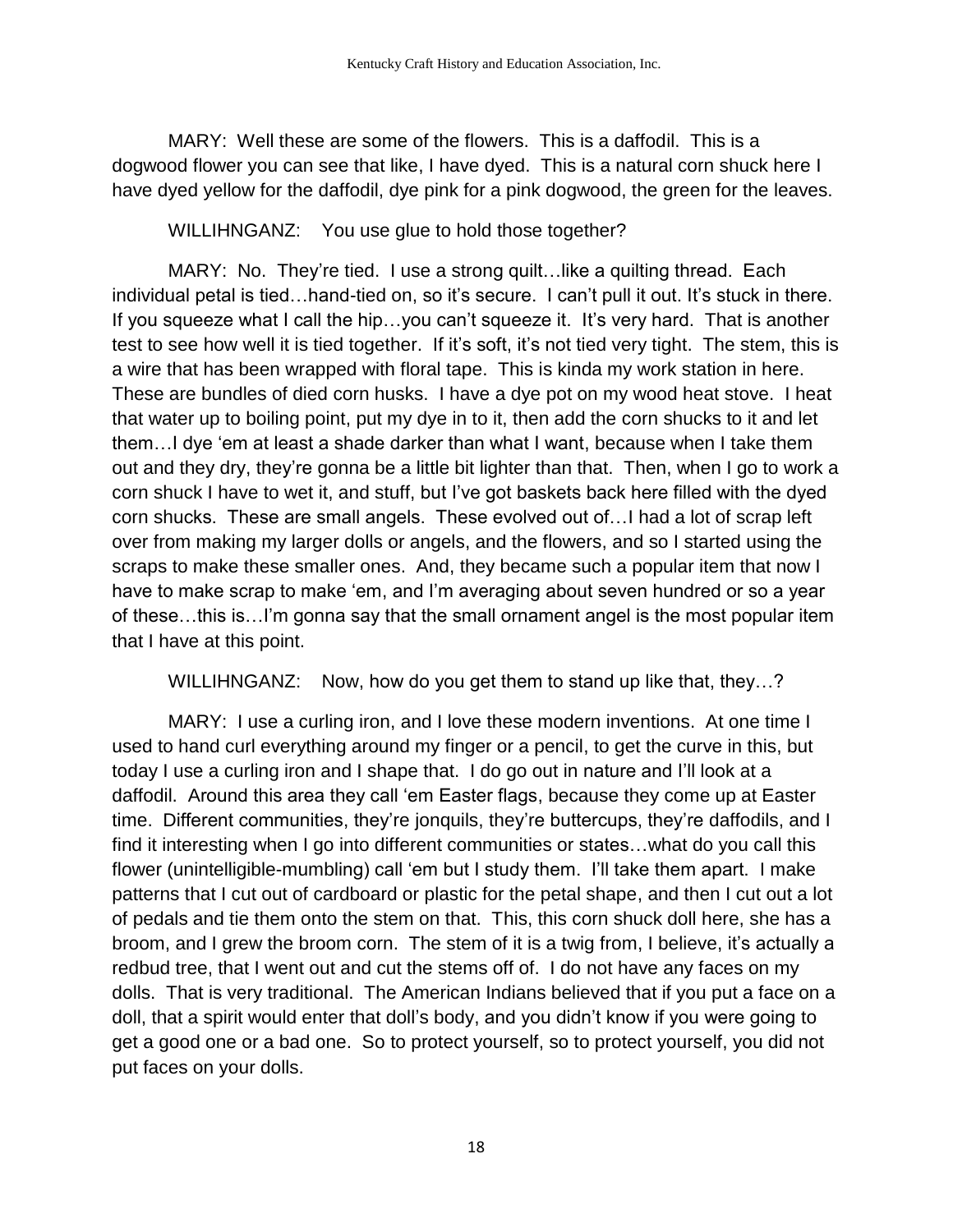MARY: Well these are some of the flowers. This is a daffodil. This is a dogwood flower you can see that like, I have dyed. This is a natural corn shuck here I have dyed yellow for the daffodil, dye pink for a pink dogwood, the green for the leaves.

WILLIHNGANZ: You use glue to hold those together?

MARY: No. They're tied. I use a strong quilt…like a quilting thread. Each individual petal is tied…hand-tied on, so it's secure. I can't pull it out. It's stuck in there. If you squeeze what I call the hip…you can't squeeze it. It's very hard. That is another test to see how well it is tied together. If it's soft, it's not tied very tight. The stem, this is a wire that has been wrapped with floral tape. This is kinda my work station in here. These are bundles of died corn husks. I have a dye pot on my wood heat stove. I heat that water up to boiling point, put my dye in to it, then add the corn shucks to it and let them…I dye 'em at least a shade darker than what I want, because when I take them out and they dry, they're gonna be a little bit lighter than that. Then, when I go to work a corn shuck I have to wet it, and stuff, but I've got baskets back here filled with the dyed corn shucks. These are small angels. These evolved out of…I had a lot of scrap left over from making my larger dolls or angels, and the flowers, and so I started using the scraps to make these smaller ones. And, they became such a popular item that now I have to make scrap to make 'em, and I'm averaging about seven hundred or so a year of these…this is…I'm gonna say that the small ornament angel is the most popular item that I have at this point.

WILLIHNGANZ: Now, how do you get them to stand up like that, they…?

MARY: I use a curling iron, and I love these modern inventions. At one time I used to hand curl everything around my finger or a pencil, to get the curve in this, but today I use a curling iron and I shape that. I do go out in nature and I'll look at a daffodil. Around this area they call 'em Easter flags, because they come up at Easter time. Different communities, they're jonquils, they're buttercups, they're daffodils, and I find it interesting when I go into different communities or states…what do you call this flower (unintelligible-mumbling) call 'em but I study them. I'll take them apart. I make patterns that I cut out of cardboard or plastic for the petal shape, and then I cut out a lot of pedals and tie them onto the stem on that. This, this corn shuck doll here, she has a broom, and I grew the broom corn. The stem of it is a twig from, I believe, it's actually a redbud tree, that I went out and cut the stems off of. I do not have any faces on my dolls. That is very traditional. The American Indians believed that if you put a face on a doll, that a spirit would enter that doll's body, and you didn't know if you were going to get a good one or a bad one. So to protect yourself, so to protect yourself, you did not put faces on your dolls.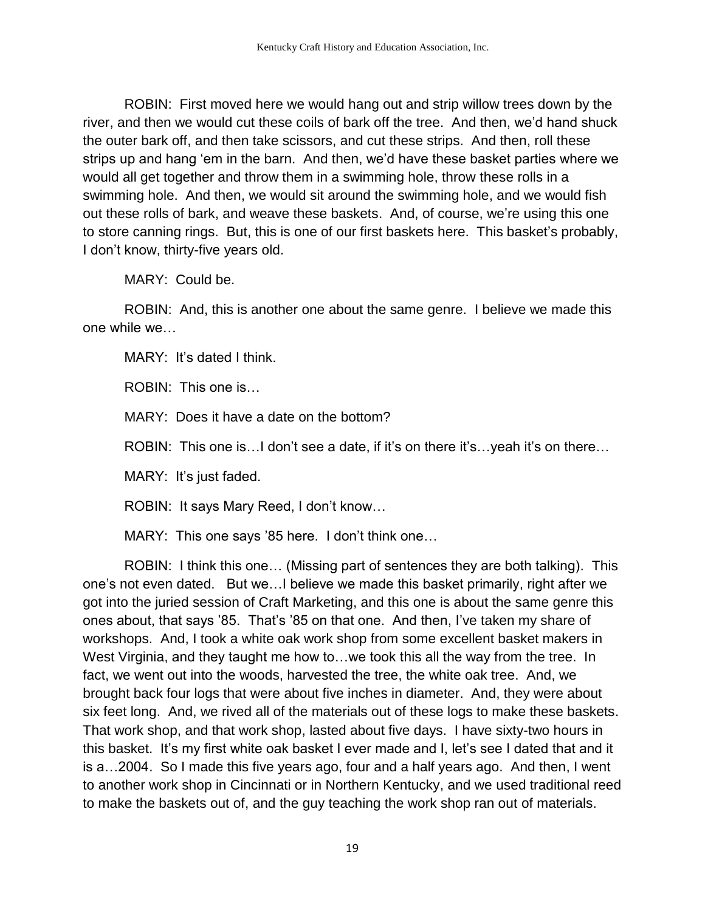ROBIN: First moved here we would hang out and strip willow trees down by the river, and then we would cut these coils of bark off the tree. And then, we'd hand shuck the outer bark off, and then take scissors, and cut these strips. And then, roll these strips up and hang 'em in the barn. And then, we'd have these basket parties where we would all get together and throw them in a swimming hole, throw these rolls in a swimming hole. And then, we would sit around the swimming hole, and we would fish out these rolls of bark, and weave these baskets. And, of course, we're using this one to store canning rings. But, this is one of our first baskets here. This basket's probably, I don't know, thirty-five years old.

MARY: Could be.

ROBIN: And, this is another one about the same genre. I believe we made this one while we…

MARY: It's dated I think.

ROBIN: This one is…

MARY: Does it have a date on the bottom?

ROBIN: This one is…I don't see a date, if it's on there it's…yeah it's on there…

MARY: It's just faded.

ROBIN: It says Mary Reed, I don't know…

MARY: This one says '85 here. I don't think one…

ROBIN: I think this one… (Missing part of sentences they are both talking). This one's not even dated. But we…I believe we made this basket primarily, right after we got into the juried session of Craft Marketing, and this one is about the same genre this ones about, that says '85. That's '85 on that one. And then, I've taken my share of workshops. And, I took a white oak work shop from some excellent basket makers in West Virginia, and they taught me how to…we took this all the way from the tree. In fact, we went out into the woods, harvested the tree, the white oak tree. And, we brought back four logs that were about five inches in diameter. And, they were about six feet long. And, we rived all of the materials out of these logs to make these baskets. That work shop, and that work shop, lasted about five days. I have sixty-two hours in this basket. It's my first white oak basket I ever made and I, let's see I dated that and it is a…2004. So I made this five years ago, four and a half years ago. And then, I went to another work shop in Cincinnati or in Northern Kentucky, and we used traditional reed to make the baskets out of, and the guy teaching the work shop ran out of materials.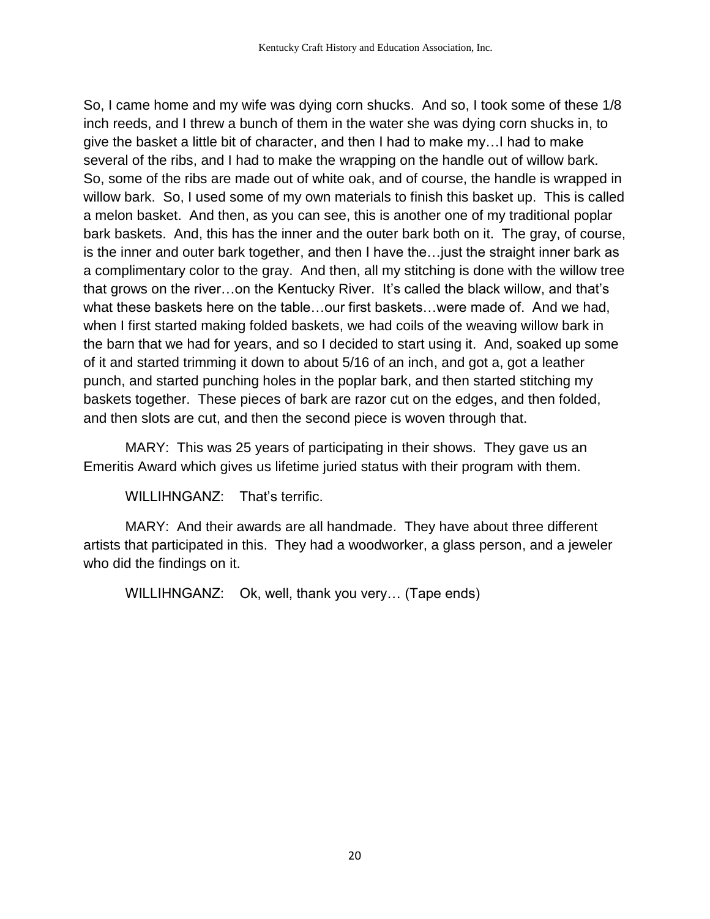So, I came home and my wife was dying corn shucks. And so, I took some of these 1/8 inch reeds, and I threw a bunch of them in the water she was dying corn shucks in, to give the basket a little bit of character, and then I had to make my…I had to make several of the ribs, and I had to make the wrapping on the handle out of willow bark. So, some of the ribs are made out of white oak, and of course, the handle is wrapped in willow bark. So, I used some of my own materials to finish this basket up. This is called a melon basket. And then, as you can see, this is another one of my traditional poplar bark baskets. And, this has the inner and the outer bark both on it. The gray, of course, is the inner and outer bark together, and then I have the…just the straight inner bark as a complimentary color to the gray. And then, all my stitching is done with the willow tree that grows on the river…on the Kentucky River. It's called the black willow, and that's what these baskets here on the table…our first baskets…were made of. And we had, when I first started making folded baskets, we had coils of the weaving willow bark in the barn that we had for years, and so I decided to start using it. And, soaked up some of it and started trimming it down to about 5/16 of an inch, and got a, got a leather punch, and started punching holes in the poplar bark, and then started stitching my baskets together. These pieces of bark are razor cut on the edges, and then folded, and then slots are cut, and then the second piece is woven through that.

MARY: This was 25 years of participating in their shows. They gave us an Emeritis Award which gives us lifetime juried status with their program with them.

WILLIHNGANZ: That's terrific.

MARY: And their awards are all handmade. They have about three different artists that participated in this. They had a woodworker, a glass person, and a jeweler who did the findings on it.

WILLIHNGANZ: Ok, well, thank you very… (Tape ends)